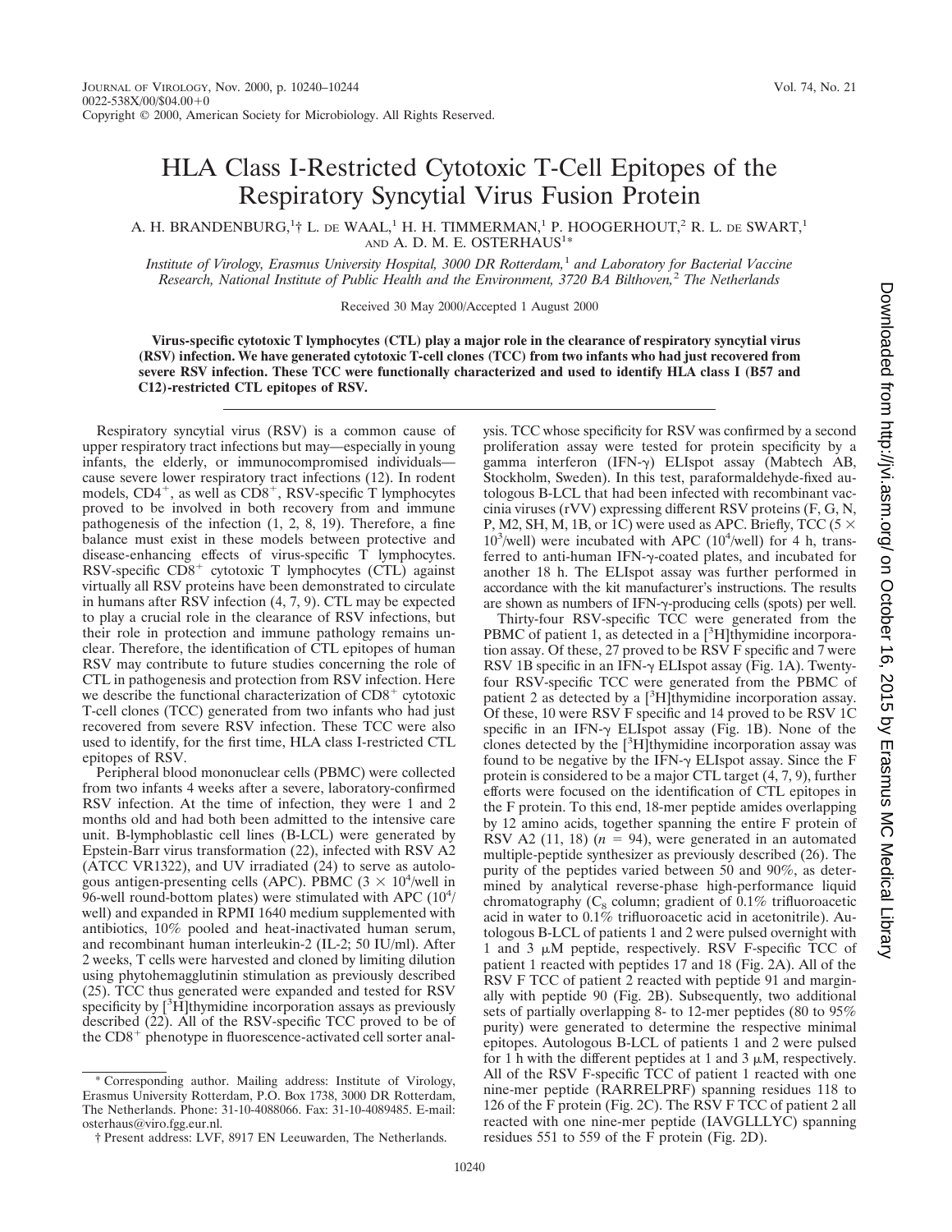# HLA Class I-Restricted Cytotoxic T-Cell Epitopes of the Respiratory Syncytial Virus Fusion Protein

A. H. BRANDENBURG,[1]† L. DE WAAL,[1] H. H. TIMMERMAN,[1] P. HOOGERHOUT,[2] R. L. DE SWART,[1] AND A. D. M. E. OSTERHAUS[1]*

*Institute of Virology, Erasmus University Hospital, 3000 DR Rotterdam,[1] and Laboratory for Bacterial Vaccine Research, National Institute of Public Health and the Environment, 3720 BA Bilthoven,[2] The Netherlands*

Received 30 May 2000/Accepted 1 August 2000

**Virus-specific cytotoxic T lymphocytes (CTL) play a major role in the clearance of respiratory syncytial virus (RSV) infection. We have generated cytotoxic T-cell clones (TCC) from two infants who had just recovered from severe RSV infection. These TCC were functionally characterized and used to identify HLA class I (B57 and C12)-restricted CTL epitopes of RSV.**

Respiratory syncytial virus (RSV) is a common cause of upper respiratory tract infections but may—especially in young infants, the elderly, or immunocompromised individuals—cause severe lower respiratory tract infections (12). In rodent models, $CD4^+$, as well as $CD8^+$, RSV-specific T lymphocytes proved to be involved in both recovery from and immune pathogenesis of the infection (1, 2, 8, 19). Therefore, a fine balance must exist in these models between protective and disease-enhancing effects of virus-specific T lymphocytes. RSV-specific $CD8^+$ cytotoxic T lymphocytes (CTL) against virtually all RSV proteins have been demonstrated to circulate in humans after RSV infection (4, 7, 9). CTL may be expected to play a crucial role in the clearance of RSV infections, but their role in protection and immune pathology remains unclear. Therefore, the identification of CTL epitopes of human RSV may contribute to future studies concerning the role of CTL in pathogenesis and protection from RSV infection. Here we describe the functional characterization of $CD8^+$ cytotoxic T-cell clones (TCC) generated from two infants who had just recovered from severe RSV infection. These TCC were also used to identify, for the first time, HLA class I-restricted CTL epitopes of RSV.

Peripheral blood mononuclear cells (PBMC) were collected from two infants 4 weeks after a severe, laboratory-confirmed RSV infection. At the time of infection, they were 1 and 2 months old and had both been admitted to the intensive care unit. B-lymphoblastic cell lines (B-LCL) were generated by Epstein-Barr virus transformation (22), infected with RSV A2 (ATCC VR1322), and UV irradiated (24) to serve as autologous antigen-presenting cells (APC). PBMC ($3 \times 10^4$/well in 96-well round-bottom plates) were stimulated with APC ($10^4$/well) and expanded in RPMI 1640 medium supplemented with antibiotics, 10% pooled and heat-inactivated human serum, and recombinant human interleukin-2 (IL-2; 50 IU/ml). After 2 weeks, T cells were harvested and cloned by limiting dilution using phytohemagglutinin stimulation as previously described (25). TCC thus generated were expanded and tested for RSV specificity by [$^3$H]thymidine incorporation assays as previously described (22). All of the RSV-specific TCC proved to be of the $CD8^+$ phenotype in fluorescence-activated cell sorter analysis. TCC whose specificity for RSV was confirmed by a second proliferation assay were tested for protein specificity by a gamma interferon (IFN-γ) ELIspot assay (Mabtech AB, Stockholm, Sweden). In this test, paraformaldehyde-fixed autologous B-LCL that had been infected with recombinant vaccinia viruses (rVV) expressing different RSV proteins (F, G, N, P, M2, SH, M, 1B, or 1C) were used as APC. Briefly, TCC ($5 \times 10^3$/well) were incubated with APC ($10^4$/well) for 4 h, transferred to anti-human IFN-γ-coated plates, and incubated for another 18 h. The ELIspot assay was further performed in accordance with the kit manufacturer's instructions. The results are shown as numbers of IFN-γ-producing cells (spots) per well.

Thirty-four RSV-specific TCC were generated from the PBMC of patient 1, as detected in a [$^3$H]thymidine incorporation assay. Of these, 27 proved to be RSV F specific and 7 were RSV 1B specific in an IFN-γ ELIspot assay (Fig. 1A). Twenty-four RSV-specific TCC were generated from the PBMC of patient 2 as detected by a [$^3$H]thymidine incorporation assay. Of these, 10 were RSV F specific and 14 proved to be RSV 1C specific in an IFN-γ ELIspot assay (Fig. 1B). None of the clones detected by the [$^3$H]thymidine incorporation assay was found to be negative by the IFN-γ ELIspot assay. Since the F protein is considered to be a major CTL target (4, 7, 9), further efforts were focused on the identification of CTL epitopes in the F protein. To this end, 18-mer peptide amides overlapping by 12 amino acids, together spanning the entire F protein of RSV A2 (11, 18) ($n = 94$), were generated in an automated multiple-peptide synthesizer as previously described (26). The purity of the peptides varied between 50 and 90%, as determined by analytical reverse-phase high-performance liquid chromatography ($C_8$ column; gradient of 0.1% trifluoroacetic acid in water to 0.1% trifluoroacetic acid in acetonitrile). Autologous B-LCL of patients 1 and 2 were pulsed overnight with 1 and 3 μM peptide, respectively. RSV F-specific TCC of patient 1 reacted with peptides 17 and 18 (Fig. 2A). All of the RSV F TCC of patient 2 reacted with peptide 91 and marginally with peptide 90 (Fig. 2B). Subsequently, two additional sets of partially overlapping 8- to 12-mer peptides (80 to 95% purity) were generated to determine the respective minimal epitopes. Autologous B-LCL of patients 1 and 2 were pulsed for 1 h with the different peptides at 1 and 3 μM, respectively. All of the RSV F-specific TCC of patient 1 reacted with one nine-mer peptide (RARRELPRF) spanning residues 118 to 126 of the F protein (Fig. 2C). The RSV F TCC of patient 2 all reacted with one nine-mer peptide (IAVGLLLYC) spanning residues 551 to 559 of the F protein (Fig. 2D).

\* Corresponding author. Mailing address: Institute of Virology, Erasmus University Rotterdam, P.O. Box 1738, 3000 DR Rotterdam, The Netherlands. Phone: 31-10-4088066. Fax: 31-10-4089485. E-mail: osterhaus@viro.fgg.eur.nl.

† Present address: LVF, 8917 EN Leeuwarden, The Netherlands.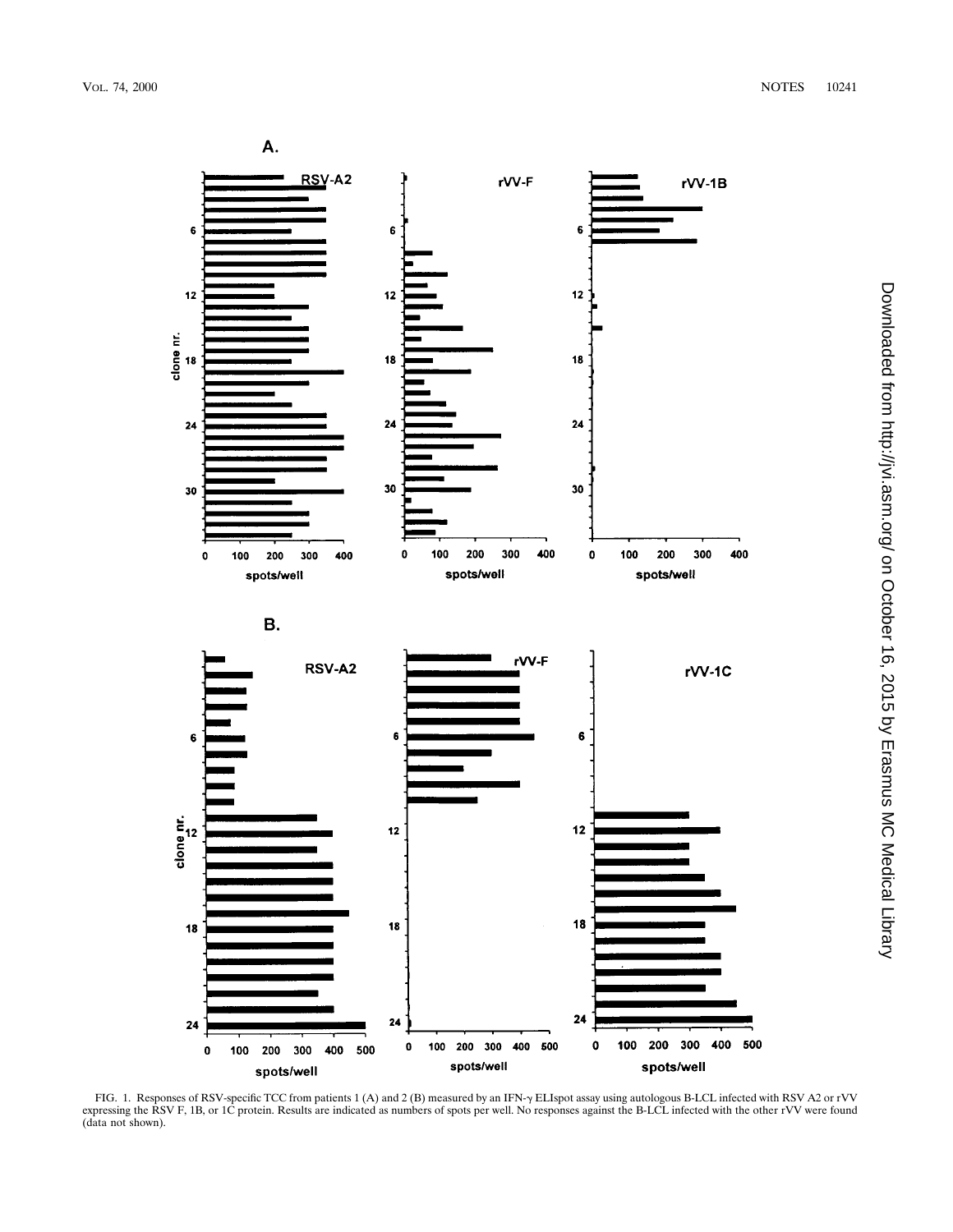FIG. 1. Responses of RSV-specific TCC from patients 1 (A) and 2 (B) measured by an IFN-γ ELIspot assay using autologous B-LCL infected with RSV A2 or rVV expressing the RSV F, 1B, or 1C protein. Results are indicated as numbers of spots per well. No responses against the B-LCL infected with the other rVV were found (data not shown).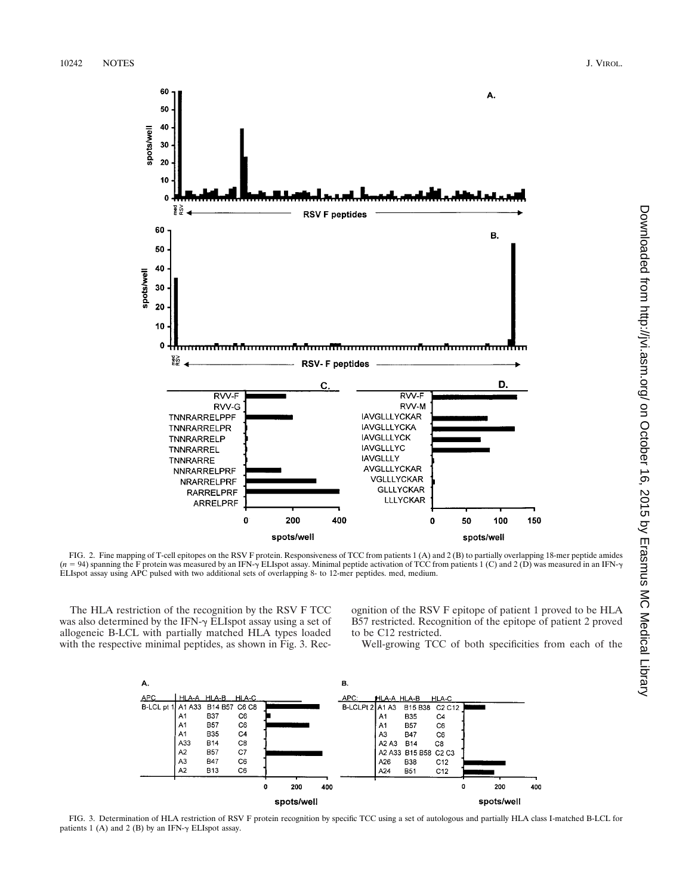FIG. 2. Fine mapping of T-cell epitopes on the RSV F protein. Responsiveness of TCC from patients 1 (A) and 2 (B) to partially overlapping 18-mer peptide amides ($n = 94$) spanning the F protein was measured by an IFN-$\gamma$ ELIspot assay. Minimal peptide activation of TCC from patients 1 (C) and 2 (D) was measured in an IFN-$\gamma$ ELIspot assay using APC pulsed with two additional sets of overlapping 8- to 12-mer peptides. med, medium.

The HLA restriction of the recognition by the RSV F TCC was also determined by the IFN-$\gamma$ ELIspot assay using a set of allogeneic B-LCL with partially matched HLA types loaded with the respective minimal peptides, as shown in Fig. 3. Recognition of the RSV F epitope of patient 1 proved to be HLA B57 restricted. Recognition of the epitope of patient 2 proved to be C12 restricted.

Well-growing TCC of both specificities from each of the

FIG. 3. Determination of HLA restriction of RSV F protein recognition by specific TCC using a set of autologous and partially HLA class I-matched B-LCL for patients 1 (A) and 2 (B) by an IFN-$\gamma$ ELIspot assay.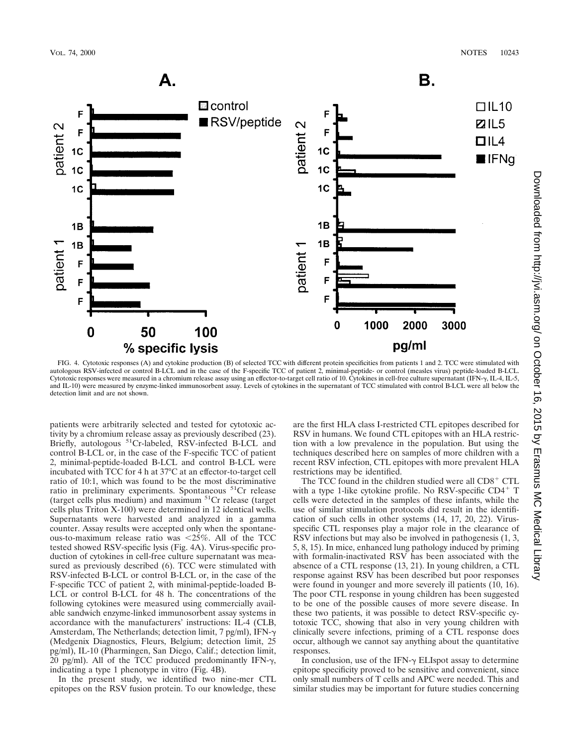FIG. 4. Cytotoxic responses (A) and cytokine production (B) of selected TCC with different protein specificities from patients 1 and 2. TCC were stimulated with autologous RSV-infected or control B-LCL and in the case of the F-specific TCC of patient 2, minimal-peptide- or control (measles virus) peptide-loaded B-LCL. Cytotoxic responses were measured in a chromium release assay using an effector-to-target cell ratio of 10. Cytokines in cell-free culture supernatant (IFN-γ, IL-4, IL-5, and IL-10) were measured by enzyme-linked immunosorbent assay. Levels of cytokines in the supernatant of TCC stimulated with control B-LCL were all below the detection limit and are not shown.

patients were arbitrarily selected and tested for cytotoxic activity by a chromium release assay as previously described (23). Briefly, autologous $^{51}$Cr-labeled, RSV-infected B-LCL and control B-LCL or, in the case of the F-specific TCC of patient 2, minimal-peptide-loaded B-LCL and control B-LCL were incubated with TCC for 4 h at 37°C at an effector-to-target cell ratio of 10:1, which was found to be the most discriminative ratio in preliminary experiments. Spontaneous $^{51}$Cr release (target cells plus medium) and maximum $^{51}$Cr release (target cells plus Triton X-100) were determined in 12 identical wells. Supernatants were harvested and analyzed in a gamma counter. Assay results were accepted only when the spontaneous-to-maximum release ratio was <25%. All of the TCC tested showed RSV-specific lysis (Fig. 4A). Virus-specific production of cytokines in cell-free culture supernatant was measured as previously described (6). TCC were stimulated with RSV-infected B-LCL or control B-LCL or, in the case of the F-specific TCC of patient 2, with minimal-peptide-loaded B-LCL or control B-LCL for 48 h. The concentrations of the following cytokines were measured using commercially available sandwich enzyme-linked immunosorbent assay systems in accordance with the manufacturers' instructions: IL-4 (CLB, Amsterdam, The Netherlands; detection limit, 7 pg/ml), IFN-γ (Medgenix Diagnostics, Fleurs, Belgium; detection limit, 25 pg/ml), IL-10 (Pharmingen, San Diego, Calif.; detection limit, 20 pg/ml). All of the TCC produced predominantly IFN-γ, indicating a type 1 phenotype in vitro (Fig. 4B).

In the present study, we identified two nine-mer CTL epitopes on the RSV fusion protein. To our knowledge, these are the first HLA class I-restricted CTL epitopes described for RSV in humans. We found CTL epitopes with an HLA restriction with a low prevalence in the population. But using the techniques described here on samples of more children with a recent RSV infection, CTL epitopes with more prevalent HLA restrictions may be identified.

The TCC found in the children studied were all CD8$^{+}$ CTL with a type 1-like cytokine profile. No RSV-specific CD4$^{+}$ T cells were detected in the samples of these infants, while the use of similar stimulation protocols did result in the identification of such cells in other systems (14, 17, 20, 22). Virus-specific CTL responses play a major role in the clearance of RSV infections but may also be involved in pathogenesis (1, 3, 5, 8, 15). In mice, enhanced lung pathology induced by priming with formalin-inactivated RSV has been associated with the absence of a CTL response (13, 21). In young children, a CTL response against RSV has been described but poor responses were found in younger and more severely ill patients (10, 16). The poor CTL response in young children has been suggested to be one of the possible causes of more severe disease. In these two patients, it was possible to detect RSV-specific cytotoxic TCC, showing that also in very young children with clinically severe infections, priming of a CTL response does occur, although we cannot say anything about the quantitative responses.

In conclusion, use of the IFN-γ ELIspot assay to determine epitope specificity proved to be sensitive and convenient, since only small numbers of T cells and APC were needed. This and similar studies may be important for future studies concerning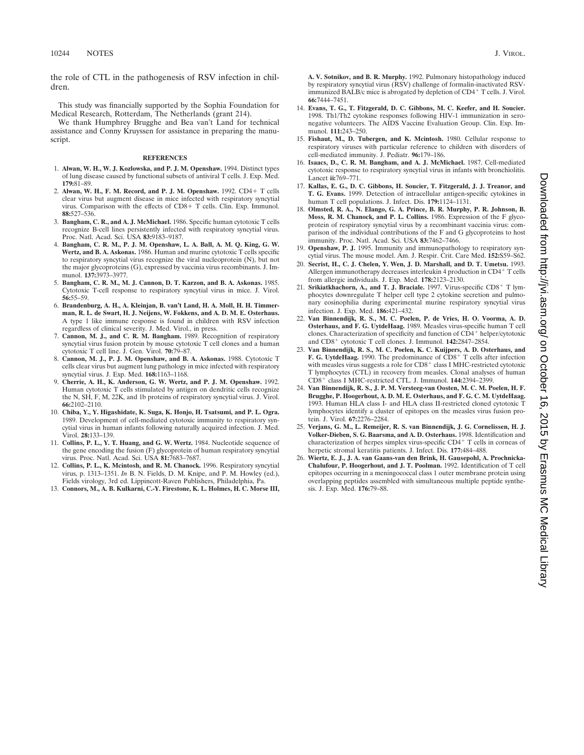the role of CTL in the pathogenesis of RSV infection in children.

This study was financially supported by the Sophia Foundation for Medical Research, Rotterdam, The Netherlands (grant 214).

We thank Humphrey Brugghe and Bea van't Land for technical assistance and Conny Kruyssen for assistance in preparing the manuscript.

## REFERENCES

1. **Alwan, W. H., W. J. Kozlowska, and P. J. M. Openshaw.** 1994. Distinct types of lung disease caused by functional subsets of antiviral T cells. J. Exp. Med. **179:**81–89.
2. **Alwan, W. H., F. M. Record, and P. J. M. Openshaw.** 1992. CD4+ T cells clear virus but augment disease in mice infected with respiratory syncytial virus. Comparison with the effects of CD8+ T cells. Clin. Exp. Immunol. **88:**527–536.
3. **Bangham, C. R., and A. J. McMichael.** 1986. Specific human cytotoxic T cells recognize B-cell lines persistently infected with respiratory syncytial virus. Proc. Natl. Acad. Sci. USA **83:**9183–9187.
4. **Bangham, C. R. M., P. J. M. Openshaw, L. A. Ball, A. M. Q. King, G. W. Wertz, and B. A. Askonas.** 1986. Human and murine cytotoxic T cells specific to respiratory syncytial virus recognize the viral nucleoprotein (N), but not the major glycoproteins (G), expressed by vaccinia virus recombinants. J. Immunol. **137:**3973–3977.
5. **Bangham, C. R. M., M. J. Cannon, D. T. Karzon, and B. A. Askonas.** 1985. Cytotoxic T-cell response to respiratory syncytial virus in mice. J. Virol. **56:**55–59.
6. **Brandenburg, A. H., A. Kleinjan, B. van't Land, H. A. Moll, H. H. Timmerman, R. L. de Swart, H. J. Neijens, W. Fokkens, and A. D. M. E. Osterhaus.** A type 1 like immune response is found in children with RSV infection regardless of clinical severity. J. Med. Virol., in press.
7. **Cannon, M. J., and C. R. M. Bangham.** 1989. Recognition of respiratory syncytial virus fusion protein by mouse cytotoxic T cell clones and a human cytotoxic T cell line. J. Gen. Virol. **70:**79–87.
8. **Cannon, M. J., P. J. M. Openshaw, and B. A. Askonas.** 1988. Cytotoxic T cells clear virus but augment lung pathology in mice infected with respiratory syncytial virus. J. Exp. Med. **168:**1163–1168.
9. **Cherrie, A. H., K. Anderson, G. W. Wertz, and P. J. M. Openshaw.** 1992. Human cytotoxic T cells stimulated by antigen on dendritic cells recognize the N, SH, F, M, 22K, and 1b proteins of respiratory syncytial virus. J. Virol. **66:**2102–2110.
10. **Chiba, Y., Y. Higashidate, K. Suga, K. Honjo, H. Tsatsumi, and P. L. Ogra.** 1989. Development of cell-mediated cytotoxic immunity to respiratory syncytial virus in human infants following naturally acquired infection. J. Med. Virol. **28:**133–139.
11. **Collins, P. L., Y. T. Huang, and G. W. Wertz.** 1984. Nucleotide sequence of the gene encoding the fusion (F) glycoprotein of human respiratory syncytial virus. Proc. Natl. Acad. Sci. USA **81:**7683–7687.
12. **Collins, P. L., K. Mcintosh, and R. M. Chanock.** 1996. Respiratory syncytial virus, p. 1313–1351. *In* B. N. Fields, D. M. Knipe, and P. M. Howley (ed.), Fields virology, 3rd ed. Lippincott-Raven Publishers, Philadelphia, Pa.
13. **Connors, M., A. B. Kulkarni, C.-Y. Firestone, K. L. Holmes, H. C. Morse III, A. V. Sotnikov, and B. R. Murphy.** 1992. Pulmonary histopathology induced by respiratory syncytial virus (RSV) challenge of formalin-inactivated RSV-immunized BALB/c mice is abrogated by depletion of $CD4^+$ T cells. J. Virol. **66:**7444–7451.
14. **Evans, T. G., T. Fitzgerald, D. C. Gibbons, M. C. Keefer, and H. Soucier.** 1998. Th1/Th2 cytokine responses following HIV-1 immunization in seronegative volunteers. The AIDS Vaccine Evaluation Group. Clin. Exp. Immunol. **111:**243–250.
15. **Fishaut, M., D. Tubergen, and K. Mcintosh.** 1980. Cellular response to respiratory viruses with particular reference to children with disorders of cell-mediated immunity. J. Pediatr. **96:**179–186.
16. **Isaacs, D., C. R. M. Bangham, and A. J. McMichael.** 1987. Cell-mediated cytotoxic response to respiratory syncytial virus in infants with bronchiolitis. Lancet **ii:**769–771.
17. **Kallas, E. G., D. C. Gibbons, H. Soucier, T. Fitzgerald, J. J. Treanor, and T. G. Evans.** 1999. Detection of intracellular antigen-specific cytokines in human T cell populations. J. Infect. Dis. **179:**1124–1131.
18. **Olmsted, R. A., N. Elango, G. A. Prince, B. R. Murphy, P. R. Johnson, B. Moss, R. M. Chanock, and P. L. Collins.** 1986. Expression of the F glycoprotein of respiratory syncytial virus by a recombinant vaccinia virus: comparison of the individual contributions of the F and G glycoproteins to host immunity. Proc. Natl. Acad. Sci. USA **83:**7462–7466.
19. **Openshaw, P. J.** 1995. Immunity and immunopathology to respiratory syncytial virus. The mouse model. Am. J. Respir. Crit. Care Med. **152:**S59–S62.
20. **Secrist, H., C. J. Chelen, Y. Wen, J. D. Marshall, and D. T. Umetsu.** 1993. Allergen immunotherapy decreases interleukin 4 production in $CD4^+$ T cells from allergic individuals. J. Exp. Med. **178:**2123–2130.
21. **Srikiatkhachorn, A., and T. J. Braciale.** 1997. Virus-specific $CD8^+$ T lymphocytes downregulate T helper cell type 2 cytokine secretion and pulmonary eosinophilia during experimental murine respiratory syncytial virus infection. J. Exp. Med. **186:**421–432.
22. **Van Binnendijk, R. S., M. C. Poelen, P. de Vries, H. O. Voorma, A. D. Osterhaus, and F. G. UytdeHaag.** 1989. Measles virus-specific human T cell clones. Characterization of specificity and function of $CD4^+$ helper/cytotoxic and $CD8^+$ cytotoxic T cell clones. J. Immunol. **142:**2847–2854.
23. **Van Binnendijk, R. S., M. C. Poelen, K. C. Kuijpers, A. D. Osterhaus, and F. G. UytdeHaag.** 1990. The predominance of $CD8^+$ T cells after infection with measles virus suggests a role for $CD8^+$ class I MHC-restricted cytotoxic T lymphocytes (CTL) in recovery from measles. Clonal analyses of human $CD8^+$ class I MHC-restricted CTL. J. Immunol. **144:**2394–2399.
24. **Van Binnendijk, R. S., J. P. M. Versteeg-van Oosten, M. C. M. Poelen, H. F. Brugghe, P. Hoogerhout, A. D. M. E. Osterhaus, and F. G. C. M. UytdeHaag.** 1993. Human HLA class I- and HLA class II-restricted cloned cytotoxic T lymphocytes identify a cluster of epitopes on the measles virus fusion protein. J. Virol. **67:**2276–2284.
25. **Verjans, G. M., L. Remeijer, R. S. van Binnendijk, J. G. Cornelissen, H. J. Volker-Dieben, S. G. Baarsma, and A. D. Osterhaus.** 1998. Identification and characterization of herpes simplex virus-specific $CD4^+$ T cells in corneas of herpetic stromal keratitis patients. J. Infect. Dis. **177:**484–488.
26. **Wiertz, E. J., J. A. van Gaans-van den Brink, H. Gausepohl, A. Prochnicka-Chalufour, P. Hoogerhout, and J. T. Poolman.** 1992. Identification of T cell epitopes occurring in a meningococcal class 1 outer membrane protein using overlapping peptides assembled with simultaneous multiple peptide synthesis. J. Exp. Med. **176:**79–88.